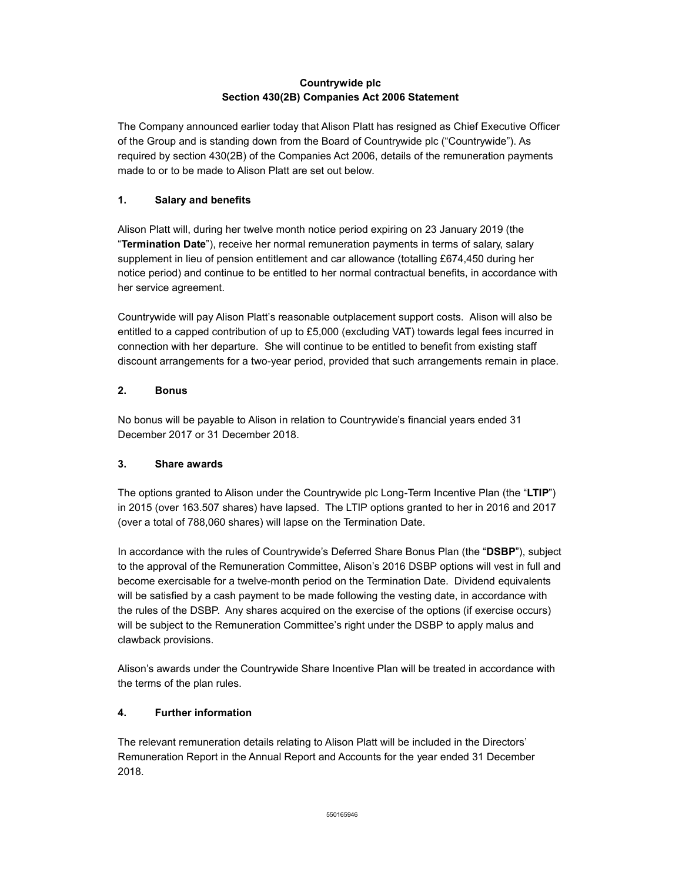**Countrywide plc**
**Section 430(2B) Companies Act 2006 Statement**

The Company announced earlier today that Alison Platt has resigned as Chief Executive Officer of the Group and is standing down from the Board of Countrywide plc ("Countrywide"). As required by section 430(2B) of the Companies Act 2006, details of the remuneration payments made to or to be made to Alison Platt are set out below.

## 1. Salary and benefits

Alison Platt will, during her twelve month notice period expiring on 23 January 2019 (the "**Termination Date**"), receive her normal remuneration payments in terms of salary, salary supplement in lieu of pension entitlement and car allowance (totalling £674,450 during her notice period) and continue to be entitled to her normal contractual benefits, in accordance with her service agreement.

Countrywide will pay Alison Platt's reasonable outplacement support costs. Alison will also be entitled to a capped contribution of up to £5,000 (excluding VAT) towards legal fees incurred in connection with her departure. She will continue to be entitled to benefit from existing staff discount arrangements for a two-year period, provided that such arrangements remain in place.

## 2. Bonus

No bonus will be payable to Alison in relation to Countrywide's financial years ended 31 December 2017 or 31 December 2018.

## 3. Share awards

The options granted to Alison under the Countrywide plc Long-Term Incentive Plan (the "**LTIP**") in 2015 (over 163.507 shares) have lapsed. The LTIP options granted to her in 2016 and 2017 (over a total of 788,060 shares) will lapse on the Termination Date.

In accordance with the rules of Countrywide's Deferred Share Bonus Plan (the "**DSBP**"), subject to the approval of the Remuneration Committee, Alison's 2016 DSBP options will vest in full and become exercisable for a twelve-month period on the Termination Date. Dividend equivalents will be satisfied by a cash payment to be made following the vesting date, in accordance with the rules of the DSBP. Any shares acquired on the exercise of the options (if exercise occurs) will be subject to the Remuneration Committee's right under the DSBP to apply malus and clawback provisions.

Alison's awards under the Countrywide Share Incentive Plan will be treated in accordance with the terms of the plan rules.

## 4. Further information

The relevant remuneration details relating to Alison Platt will be included in the Directors' Remuneration Report in the Annual Report and Accounts for the year ended 31 December 2018.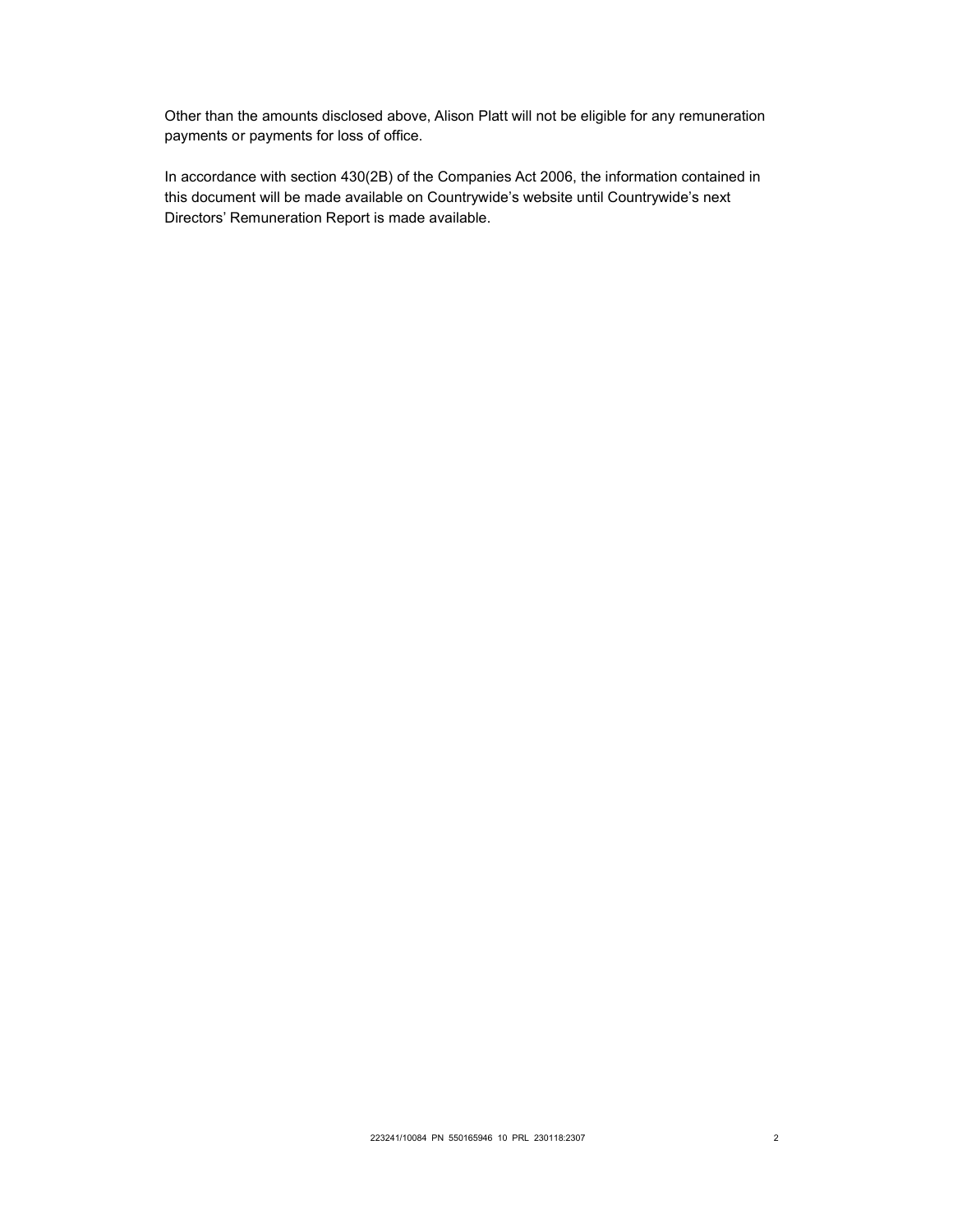Other than the amounts disclosed above, Alison Platt will not be eligible for any remuneration payments or payments for loss of office.

In accordance with section 430(2B) of the Companies Act 2006, the information contained in this document will be made available on Countrywide's website until Countrywide's next Directors' Remuneration Report is made available.